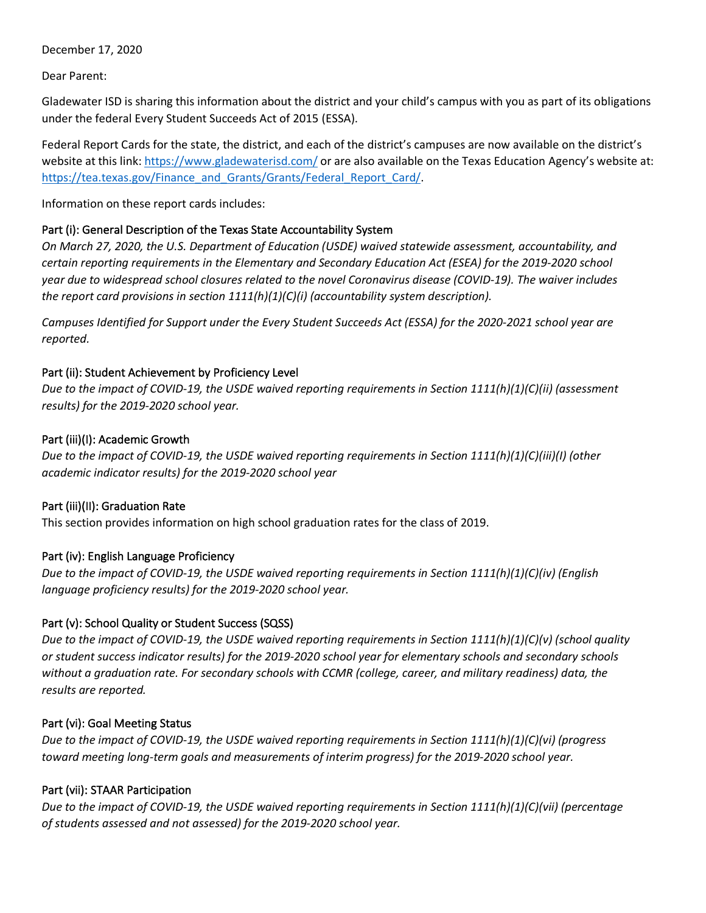December 17, 2020

Dear Parent:

Gladewater ISD is sharing this information about the district and your child's campus with you as part of its obligations under the federal Every Student Succeeds Act of 2015 (ESSA).

Federal Report Cards for the state, the district, and each of the district's campuses are now available on the district's website at this link: [https://www.gladewaterisd.com/](https://www.gladewaterisd.com/) or are also available on the Texas Education Agency's website at: [https://tea.texas.gov/Finance_and_Grants/Grants/Federal_Report_Card/](https://tea.texas.gov/Finance_and_Grants/Grants/Federal_Report_Card/).

Information on these report cards includes:

### Part (i): General Description of the Texas State Accountability System

*On March 27, 2020, the U.S. Department of Education (USDE) waived statewide assessment, accountability, and certain reporting requirements in the Elementary and Secondary Education Act (ESEA) for the 2019-2020 school year due to widespread school closures related to the novel Coronavirus disease (COVID-19). The waiver includes the report card provisions in section 1111(h)(1)(C)(i) (accountability system description).*

*Campuses Identified for Support under the Every Student Succeeds Act (ESSA) for the 2020-2021 school year are reported.*

### Part (ii): Student Achievement by Proficiency Level

*Due to the impact of COVID-19, the USDE waived reporting requirements in Section 1111(h)(1)(C)(ii) (assessment results) for the 2019-2020 school year.*

### Part (iii)(I): Academic Growth

*Due to the impact of COVID-19, the USDE waived reporting requirements in Section 1111(h)(1)(C)(iii)(I) (other academic indicator results) for the 2019-2020 school year*

### Part (iii)(II): Graduation Rate

This section provides information on high school graduation rates for the class of 2019.

### Part (iv): English Language Proficiency

*Due to the impact of COVID-19, the USDE waived reporting requirements in Section 1111(h)(1)(C)(iv) (English language proficiency results) for the 2019-2020 school year.*

### Part (v): School Quality or Student Success (SQSS)

*Due to the impact of COVID-19, the USDE waived reporting requirements in Section 1111(h)(1)(C)(v) (school quality or student success indicator results) for the 2019-2020 school year for elementary schools and secondary schools without a graduation rate. For secondary schools with CCMR (college, career, and military readiness) data, the results are reported.*

### Part (vi): Goal Meeting Status

*Due to the impact of COVID-19, the USDE waived reporting requirements in Section 1111(h)(1)(C)(vi) (progress toward meeting long-term goals and measurements of interim progress) for the 2019-2020 school year.*

### Part (vii): STAAR Participation

*Due to the impact of COVID-19, the USDE waived reporting requirements in Section 1111(h)(1)(C)(vii) (percentage of students assessed and not assessed) for the 2019-2020 school year.*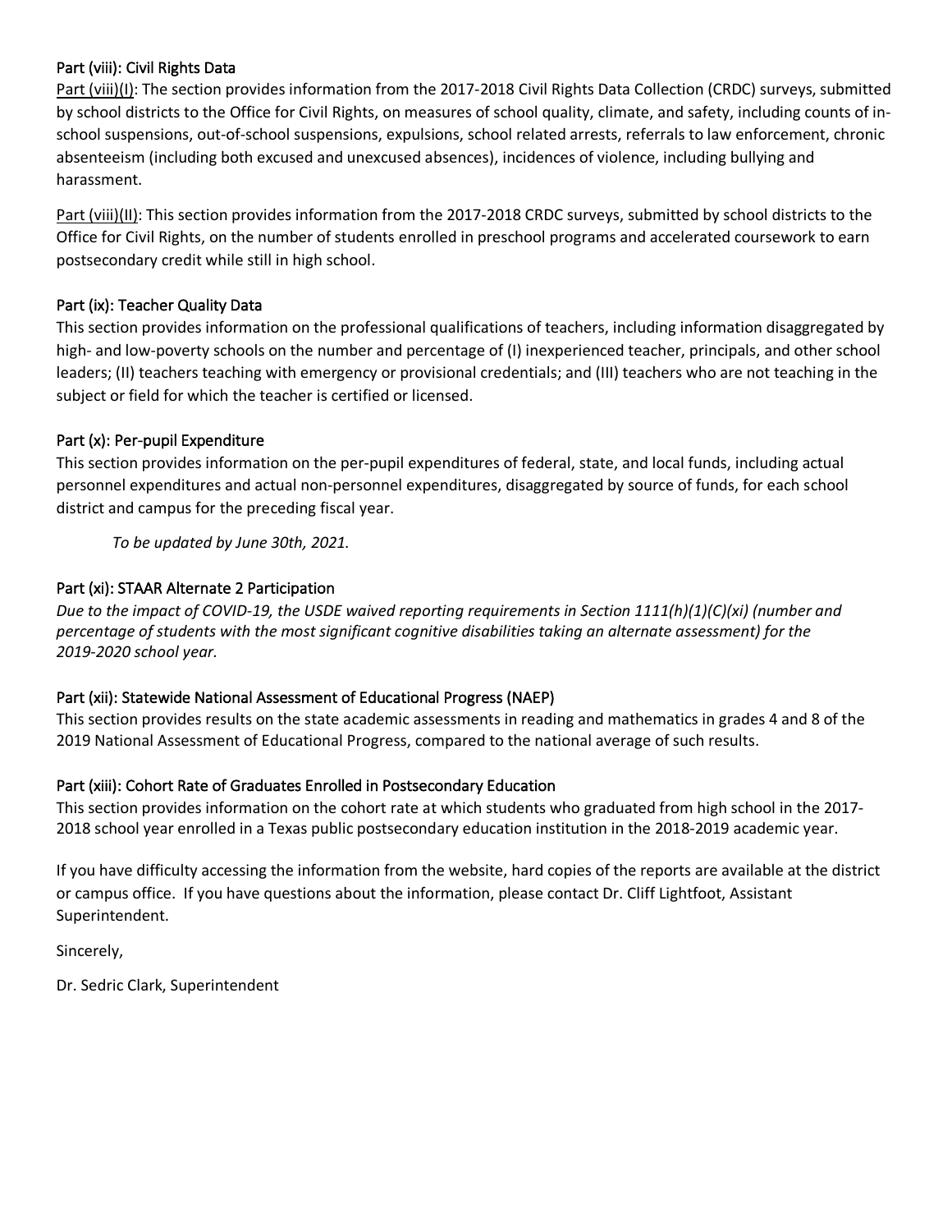### Part (viii): Civil Rights Data

Part (viii)(I): The section provides information from the 2017-2018 Civil Rights Data Collection (CRDC) surveys, submitted by school districts to the Office for Civil Rights, on measures of school quality, climate, and safety, including counts of in-school suspensions, out-of-school suspensions, expulsions, school related arrests, referrals to law enforcement, chronic absenteeism (including both excused and unexcused absences), incidences of violence, including bullying and harassment.

Part (viii)(II): This section provides information from the 2017-2018 CRDC surveys, submitted by school districts to the Office for Civil Rights, on the number of students enrolled in preschool programs and accelerated coursework to earn postsecondary credit while still in high school.

### Part (ix): Teacher Quality Data

This section provides information on the professional qualifications of teachers, including information disaggregated by high- and low-poverty schools on the number and percentage of (I) inexperienced teacher, principals, and other school leaders; (II) teachers teaching with emergency or provisional credentials; and (III) teachers who are not teaching in the subject or field for which the teacher is certified or licensed.

### Part (x): Per-pupil Expenditure

This section provides information on the per-pupil expenditures of federal, state, and local funds, including actual personnel expenditures and actual non-personnel expenditures, disaggregated by source of funds, for each school district and campus for the preceding fiscal year.

*To be updated by June 30th, 2021.*

### Part (xi): STAAR Alternate 2 Participation

*Due to the impact of COVID-19, the USDE waived reporting requirements in Section 1111(h)(1)(C)(xi) (number and percentage of students with the most significant cognitive disabilities taking an alternate assessment) for the 2019-2020 school year.*

### Part (xii): Statewide National Assessment of Educational Progress (NAEP)

This section provides results on the state academic assessments in reading and mathematics in grades 4 and 8 of the 2019 National Assessment of Educational Progress, compared to the national average of such results.

### Part (xiii): Cohort Rate of Graduates Enrolled in Postsecondary Education

This section provides information on the cohort rate at which students who graduated from high school in the 2017-2018 school year enrolled in a Texas public postsecondary education institution in the 2018-2019 academic year.

If you have difficulty accessing the information from the website, hard copies of the reports are available at the district or campus office. If you have questions about the information, please contact Dr. Cliff Lightfoot, Assistant Superintendent.

Sincerely,

Dr. Sedric Clark, Superintendent